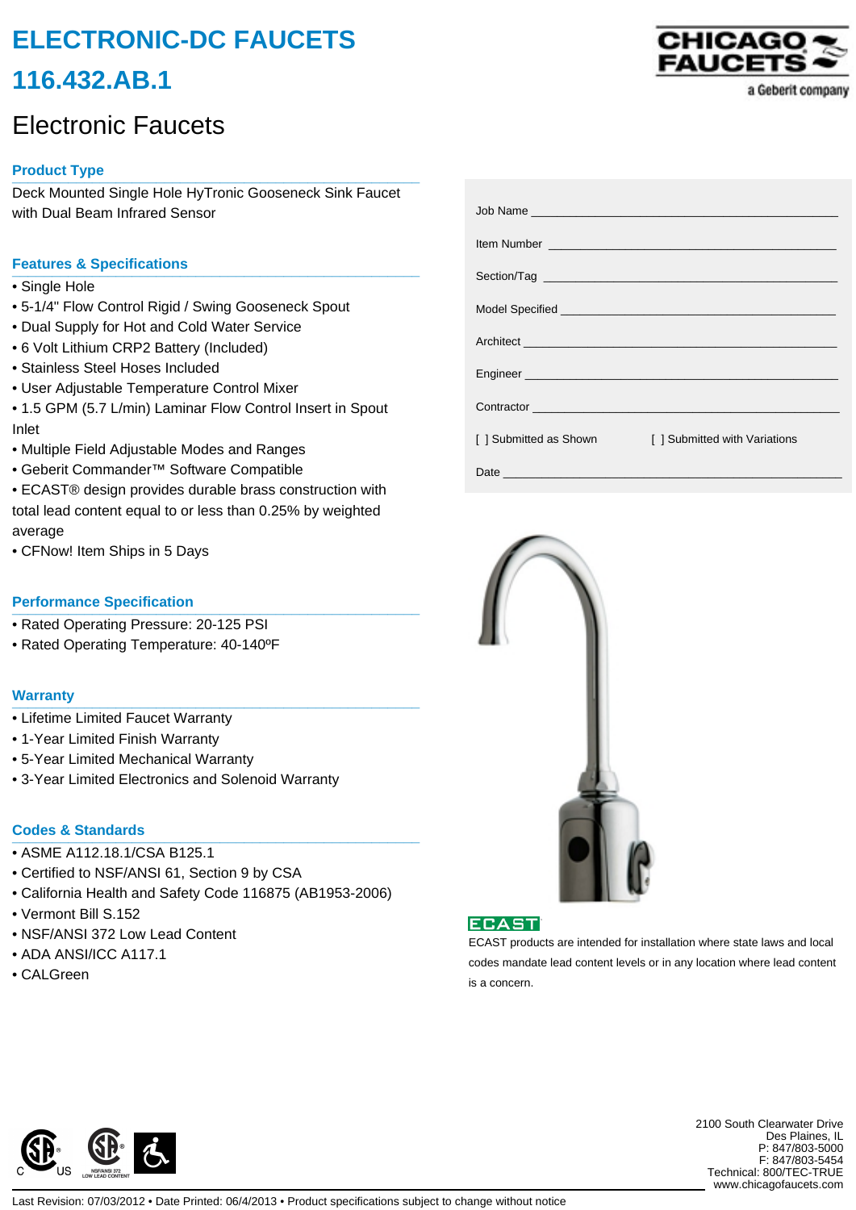# ELECTRONIC-DC FAUCETS

# 116.432.AB.1

CHICAGO FAUCETS
a Geberit company

## Electronic Faucets

### Product Type

Deck Mounted Single Hole HyTronic Gooseneck Sink Faucet with Dual Beam Infrared Sensor

### Features & Specifications

- Single Hole
- 5-1/4" Flow Control Rigid / Swing Gooseneck Spout
- Dual Supply for Hot and Cold Water Service
- 6 Volt Lithium CRP2 Battery (Included)
- Stainless Steel Hoses Included
- User Adjustable Temperature Control Mixer
- 1.5 GPM (5.7 L/min) Laminar Flow Control Insert in Spout Inlet
- Multiple Field Adjustable Modes and Ranges
- Geberit Commander™ Software Compatible
- ECAST® design provides durable brass construction with total lead content equal to or less than 0.25% by weighted average
- CFNow! Item Ships in 5 Days

### Performance Specification

- Rated Operating Pressure: 20-125 PSI
- Rated Operating Temperature: 40-140ºF

### Warranty

- Lifetime Limited Faucet Warranty
- 1-Year Limited Finish Warranty
- 5-Year Limited Mechanical Warranty
- 3-Year Limited Electronics and Solenoid Warranty

### Codes & Standards

- ASME A112.18.1/CSA B125.1
- Certified to NSF/ANSI 61, Section 9 by CSA
- California Health and Safety Code 116875 (AB1953-2006)
- Vermont Bill S.152
- NSF/ANSI 372 Low Lead Content
- ADA ANSI/ICC A117.1
- CALGreen

Job Name ______________________________

Item Number ______________________________

Section/Tag ______________________________

Model Specified ______________________________

Architect ______________________________

Engineer ______________________________

Contractor ______________________________

[ ] Submitted as Shown [ ] Submitted with Variations

Date ______________________________

ECAST

ECAST products are intended for installation where state laws and local codes mandate lead content levels or in any location where lead content is a concern.

2100 South Clearwater Drive
Des Plaines, IL
P: 847/803-5000
F: 847/803-5454
Technical: 800/TEC-TRUE
www.chicagofaucets.com

Last Revision: 07/03/2012 • Date Printed: 06/4/2013 • Product specifications subject to change without notice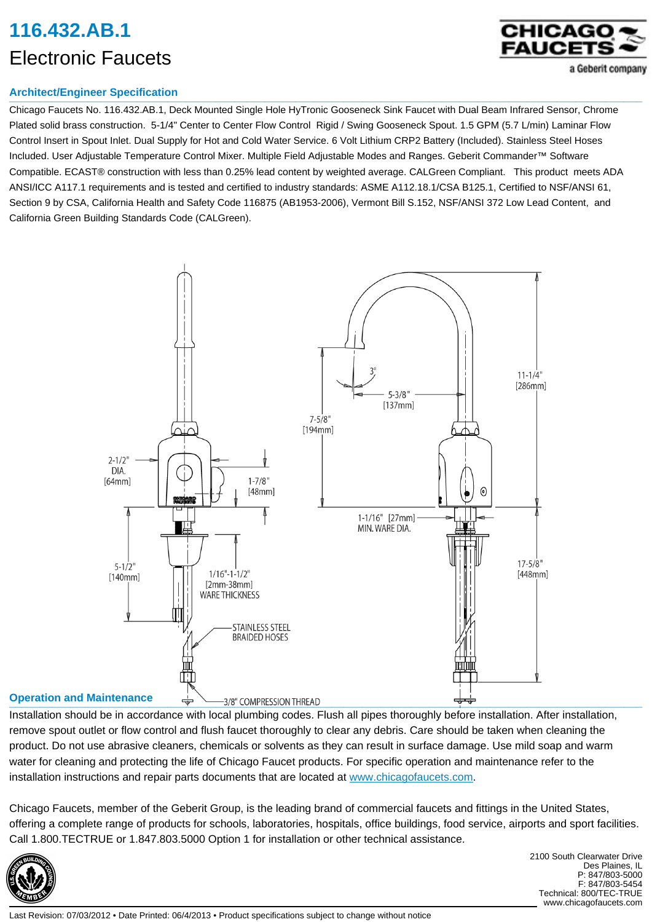# 116.432.AB.1

## Electronic Faucets

### Architect/Engineer Specification

Chicago Faucets No. 116.432.AB.1, Deck Mounted Single Hole HyTronic Gooseneck Sink Faucet with Dual Beam Infrared Sensor, Chrome Plated solid brass construction. 5-1/4" Center to Center Flow Control Rigid / Swing Gooseneck Spout. 1.5 GPM (5.7 L/min) Laminar Flow Control Insert in Spout Inlet. Dual Supply for Hot and Cold Water Service. 6 Volt Lithium CRP2 Battery (Included). Stainless Steel Hoses Included. User Adjustable Temperature Control Mixer. Multiple Field Adjustable Modes and Ranges. Geberit Commander™ Software Compatible. ECAST® construction with less than 0.25% lead content by weighted average. CALGreen Compliant. This product meets ADA ANSI/ICC A117.1 requirements and is tested and certified to industry standards: ASME A112.18.1/CSA B125.1, Certified to NSF/ANSI 61, Section 9 by CSA, California Health and Safety Code 116875 (AB1953-2006), Vermont Bill S.152, NSF/ANSI 372 Low Lead Content, and California Green Building Standards Code (CALGreen).

2-1/2" DIA. [64mm]
1-7/8" [48mm]
5-1/2" [140mm]
1/16"-1-1/2" [2mm-38mm] WARE THICKNESS
STAINLESS STEEL BRAIDED HOSES
3/8" COMPRESSION THREAD
3°
5-3/8" [137mm]
7-5/8" [194mm]
11-1/4" [286mm]
1-1/16" [27mm] MIN. WARE DIA.
17-5/8" [448mm]

### Operation and Maintenance

Installation should be in accordance with local plumbing codes. Flush all pipes thoroughly before installation. After installation, remove spout outlet or flow control and flush faucet thoroughly to clear any debris. Care should be taken when cleaning the product. Do not use abrasive cleaners, chemicals or solvents as they can result in surface damage. Use mild soap and warm water for cleaning and protecting the life of Chicago Faucet products. For specific operation and maintenance refer to the installation instructions and repair parts documents that are located at www.chicagofaucets.com.

Chicago Faucets, member of the Geberit Group, is the leading brand of commercial faucets and fittings in the United States, offering a complete range of products for schools, laboratories, hospitals, office buildings, food service, airports and sport facilities. Call 1.800.TECTRUE or 1.847.803.5000 Option 1 for installation or other technical assistance.

2100 South Clearwater Drive
Des Plaines, IL
P: 847/803-5000
F: 847/803-5454
Technical: 800/TEC-TRUE
www.chicagofaucets.com

Last Revision: 07/03/2012 • Date Printed: 06/4/2013 • Product specifications subject to change without notice